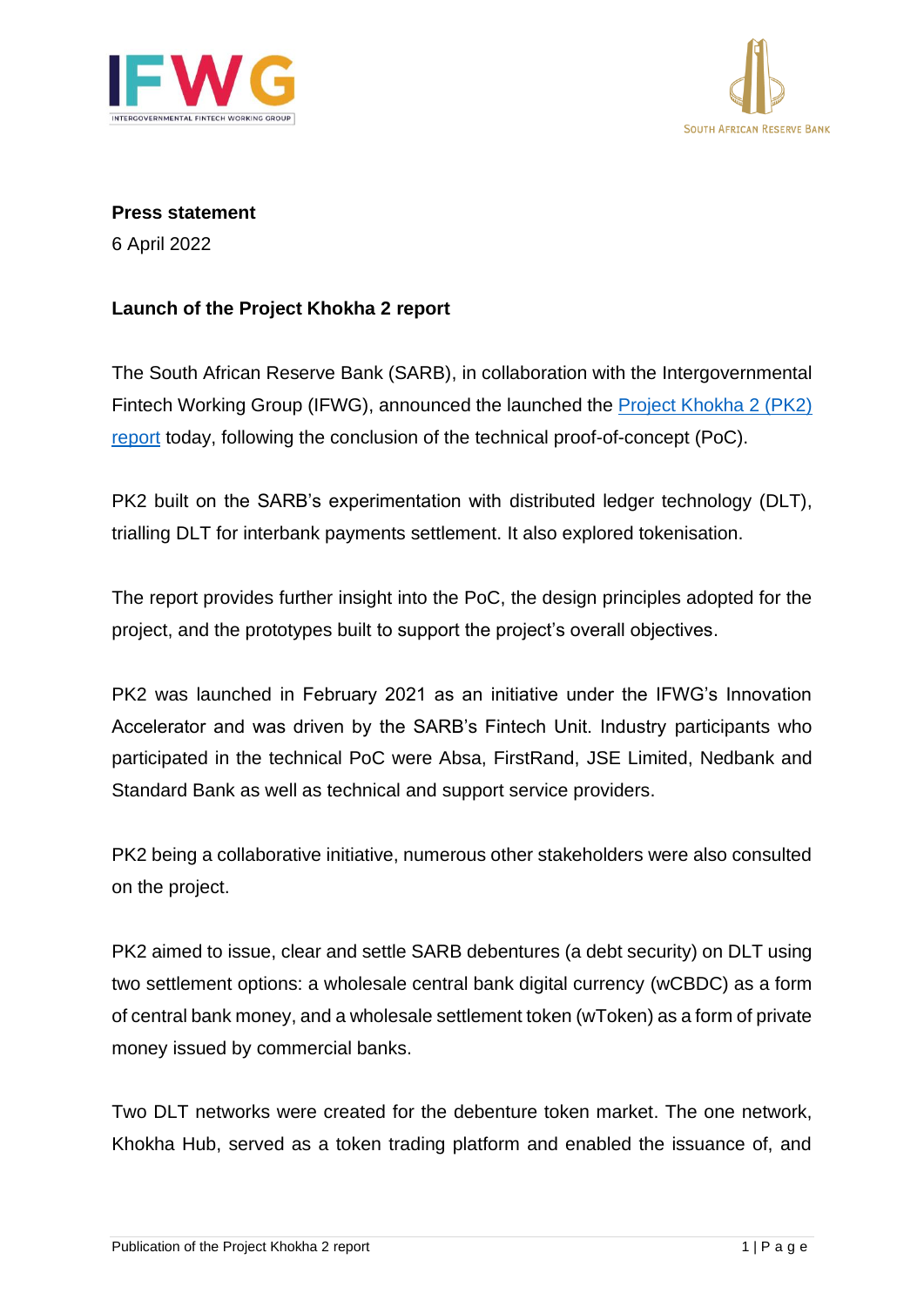**Press statement**

6 April 2022

**Launch of the Project Khokha 2 report**

The South African Reserve Bank (SARB), in collaboration with the Intergovernmental Fintech Working Group (IFWG), announced the launched the [Project Khokha 2 (PK2) report](#) today, following the conclusion of the technical proof-of-concept (PoC).

PK2 built on the SARB's experimentation with distributed ledger technology (DLT), trialling DLT for interbank payments settlement. It also explored tokenisation.

The report provides further insight into the PoC, the design principles adopted for the project, and the prototypes built to support the project's overall objectives.

PK2 was launched in February 2021 as an initiative under the IFWG's Innovation Accelerator and was driven by the SARB's Fintech Unit. Industry participants who participated in the technical PoC were Absa, FirstRand, JSE Limited, Nedbank and Standard Bank as well as technical and support service providers.

PK2 being a collaborative initiative, numerous other stakeholders were also consulted on the project.

PK2 aimed to issue, clear and settle SARB debentures (a debt security) on DLT using two settlement options: a wholesale central bank digital currency (wCBDC) as a form of central bank money, and a wholesale settlement token (wToken) as a form of private money issued by commercial banks.

Two DLT networks were created for the debenture token market. The one network, Khokha Hub, served as a token trading platform and enabled the issuance of, and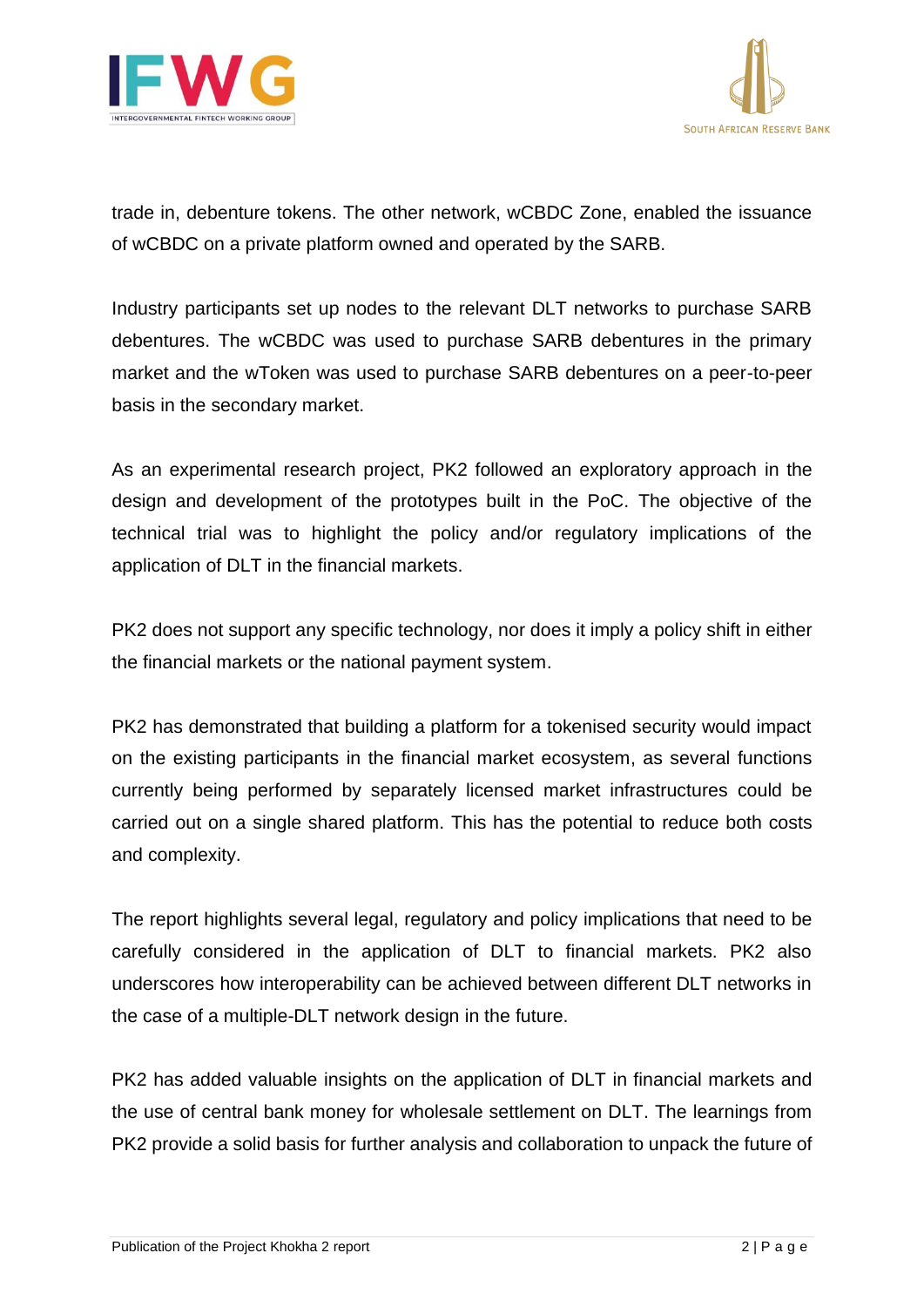trade in, debenture tokens. The other network, wCBDC Zone, enabled the issuance of wCBDC on a private platform owned and operated by the SARB.

Industry participants set up nodes to the relevant DLT networks to purchase SARB debentures. The wCBDC was used to purchase SARB debentures in the primary market and the wToken was used to purchase SARB debentures on a peer-to-peer basis in the secondary market.

As an experimental research project, PK2 followed an exploratory approach in the design and development of the prototypes built in the PoC. The objective of the technical trial was to highlight the policy and/or regulatory implications of the application of DLT in the financial markets.

PK2 does not support any specific technology, nor does it imply a policy shift in either the financial markets or the national payment system.

PK2 has demonstrated that building a platform for a tokenised security would impact on the existing participants in the financial market ecosystem, as several functions currently being performed by separately licensed market infrastructures could be carried out on a single shared platform. This has the potential to reduce both costs and complexity.

The report highlights several legal, regulatory and policy implications that need to be carefully considered in the application of DLT to financial markets. PK2 also underscores how interoperability can be achieved between different DLT networks in the case of a multiple-DLT network design in the future.

PK2 has added valuable insights on the application of DLT in financial markets and the use of central bank money for wholesale settlement on DLT. The learnings from PK2 provide a solid basis for further analysis and collaboration to unpack the future of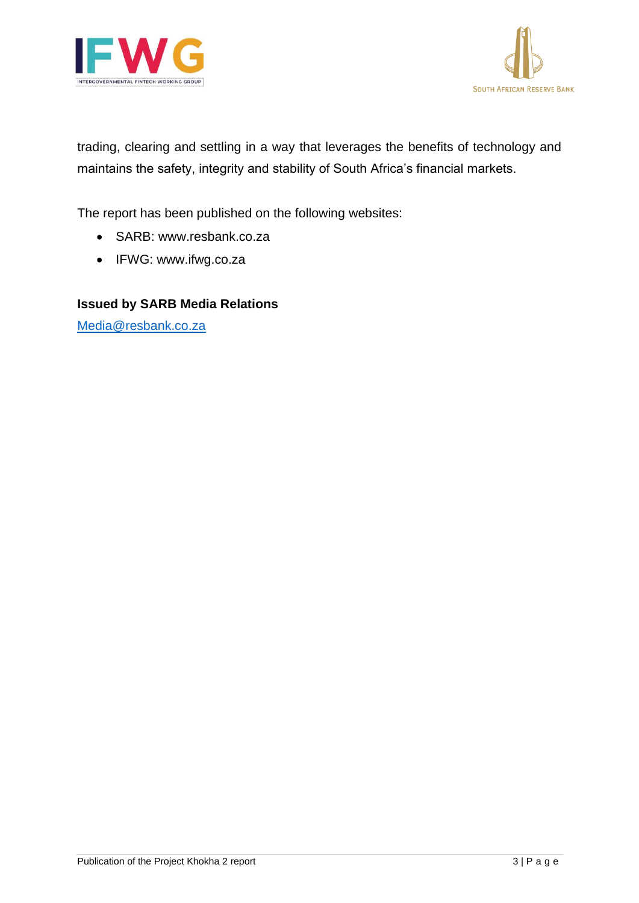trading, clearing and settling in a way that leverages the benefits of technology and maintains the safety, integrity and stability of South Africa's financial markets.

The report has been published on the following websites:

- SARB: www.resbank.co.za
- IFWG: www.ifwg.co.za

**Issued by SARB Media Relations**

Media@resbank.co.za